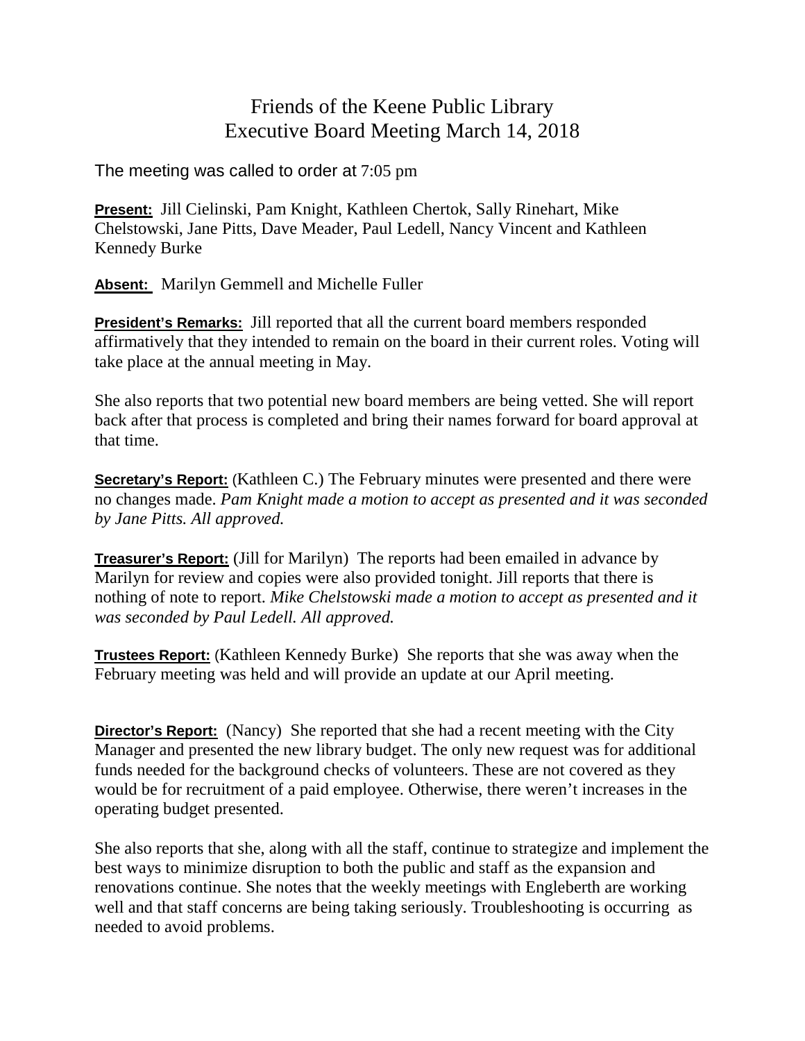# Friends of the Keene Public Library
## Executive Board Meeting March 14, 2018

The meeting was called to order at 7:05 pm

**Present:** Jill Cielinski, Pam Knight, Kathleen Chertok, Sally Rinehart, Mike Chelstowski, Jane Pitts, Dave Meader, Paul Ledell, Nancy Vincent and Kathleen Kennedy Burke

**Absent:** Marilyn Gemmell and Michelle Fuller

**President's Remarks:** Jill reported that all the current board members responded affirmatively that they intended to remain on the board in their current roles. Voting will take place at the annual meeting in May.

She also reports that two potential new board members are being vetted. She will report back after that process is completed and bring their names forward for board approval at that time.

**Secretary's Report:** (Kathleen C.) The February minutes were presented and there were no changes made. *Pam Knight made a motion to accept as presented and it was seconded by Jane Pitts. All approved.*

**Treasurer's Report:** (Jill for Marilyn) The reports had been emailed in advance by Marilyn for review and copies were also provided tonight. Jill reports that there is nothing of note to report. *Mike Chelstowski made a motion to accept as presented and it was seconded by Paul Ledell. All approved.*

**Trustees Report:** (Kathleen Kennedy Burke) She reports that she was away when the February meeting was held and will provide an update at our April meeting.

**Director's Report:** (Nancy) She reported that she had a recent meeting with the City Manager and presented the new library budget. The only new request was for additional funds needed for the background checks of volunteers. These are not covered as they would be for recruitment of a paid employee. Otherwise, there weren't increases in the operating budget presented.

She also reports that she, along with all the staff, continue to strategize and implement the best ways to minimize disruption to both the public and staff as the expansion and renovations continue. She notes that the weekly meetings with Engleberth are working well and that staff concerns are being taking seriously. Troubleshooting is occurring as needed to avoid problems.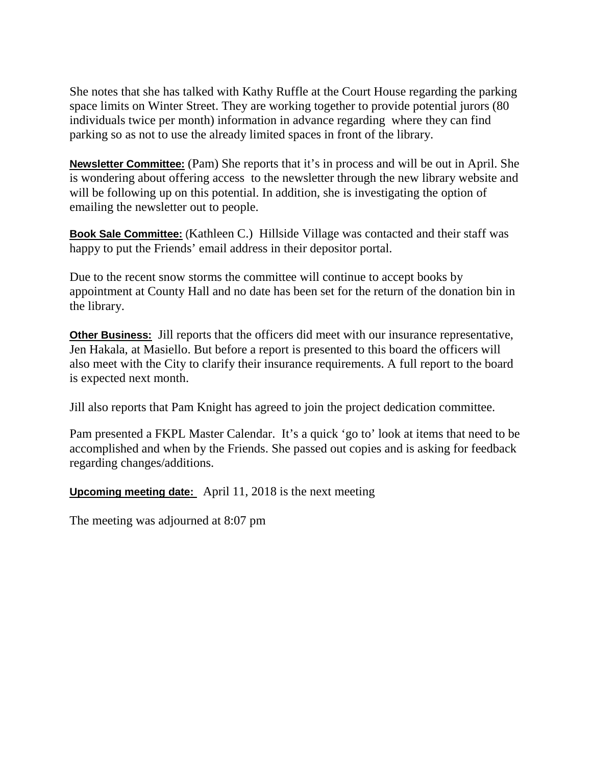She notes that she has talked with Kathy Ruffle at the Court House regarding the parking space limits on Winter Street. They are working together to provide potential jurors (80 individuals twice per month) information in advance regarding where they can find parking so as not to use the already limited spaces in front of the library.

**Newsletter Committee:** (Pam) She reports that it's in process and will be out in April. She is wondering about offering access to the newsletter through the new library website and will be following up on this potential. In addition, she is investigating the option of emailing the newsletter out to people.

**Book Sale Committee:** (Kathleen C.) Hillside Village was contacted and their staff was happy to put the Friends' email address in their depositor portal.

Due to the recent snow storms the committee will continue to accept books by appointment at County Hall and no date has been set for the return of the donation bin in the library.

**Other Business:** Jill reports that the officers did meet with our insurance representative, Jen Hakala, at Masiello. But before a report is presented to this board the officers will also meet with the City to clarify their insurance requirements. A full report to the board is expected next month.

Jill also reports that Pam Knight has agreed to join the project dedication committee.

Pam presented a FKPL Master Calendar. It's a quick 'go to' look at items that need to be accomplished and when by the Friends. She passed out copies and is asking for feedback regarding changes/additions.

**Upcoming meeting date:** April 11, 2018 is the next meeting

The meeting was adjourned at 8:07 pm